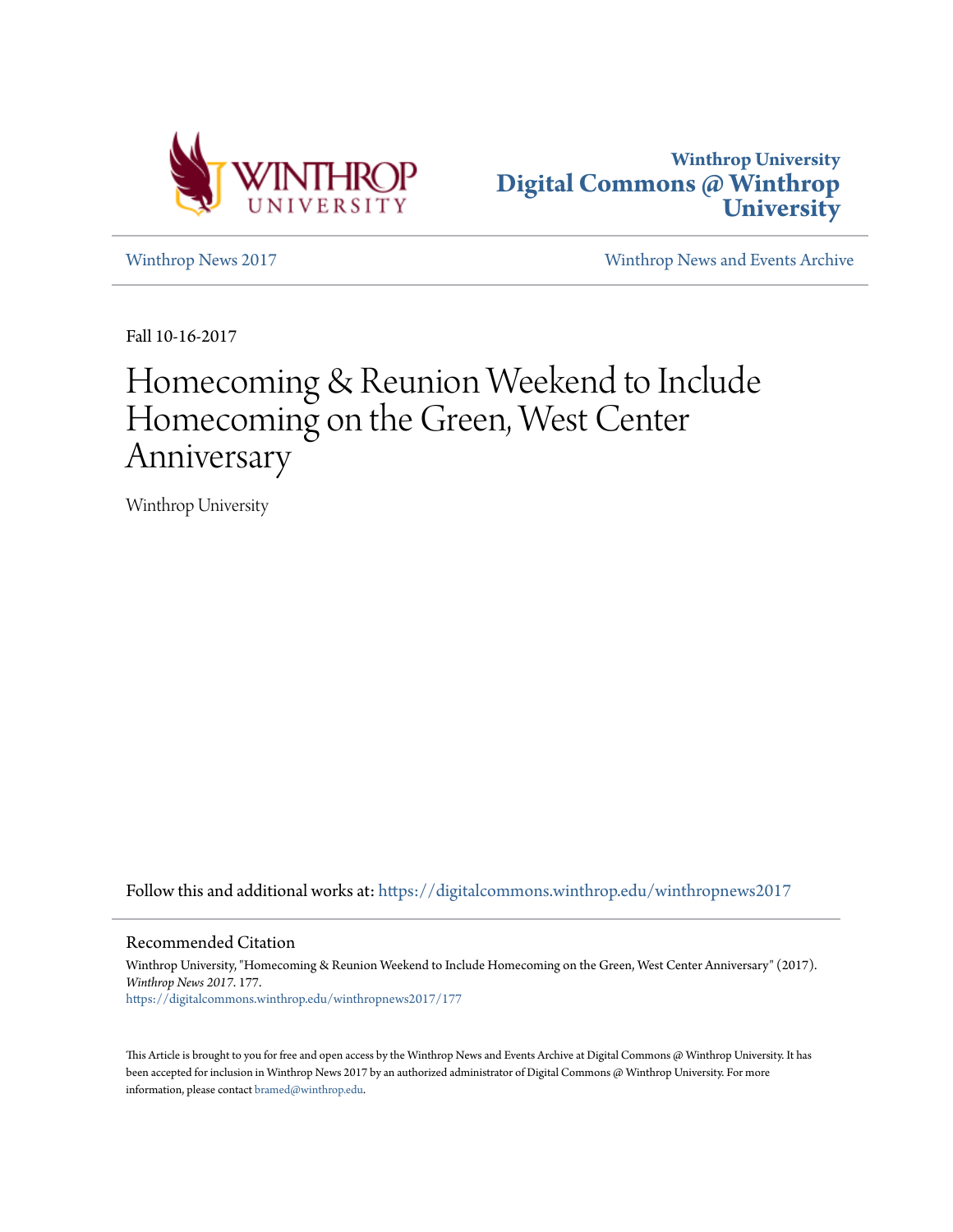Winthrop University
# Digital Commons @ Winthrop University

Winthrop News 2017 | Winthrop News and Events Archive

Fall 10-16-2017

# Homecoming & Reunion Weekend to Include Homecoming on the Green, West Center Anniversary

Winthrop University

Follow this and additional works at: https://digitalcommons.winthrop.edu/winthropnews2017

## Recommended Citation

Winthrop University, "Homecoming & Reunion Weekend to Include Homecoming on the Green, West Center Anniversary" (2017). *Winthrop News 2017*. 177.
https://digitalcommons.winthrop.edu/winthropnews2017/177

This Article is brought to you for free and open access by the Winthrop News and Events Archive at Digital Commons @ Winthrop University. It has been accepted for inclusion in Winthrop News 2017 by an authorized administrator of Digital Commons @ Winthrop University. For more information, please contact bramed@winthrop.edu.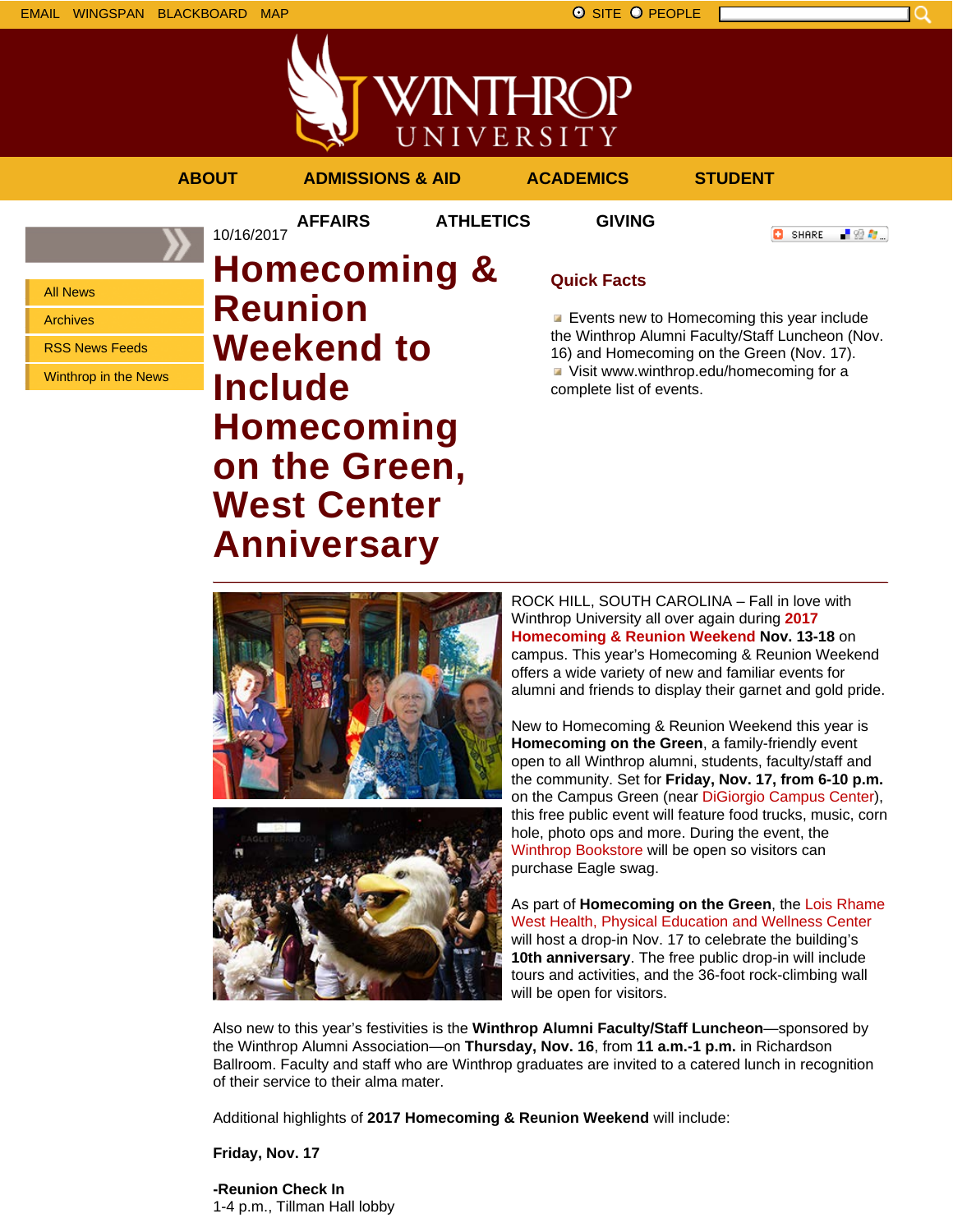EMAIL WINGSPAN BLACKBOARD MAP

SITE PEOPLE

ABOUT ADMISSIONS & AID ACADEMICS STUDENT AFFAIRS ATHLETICS GIVING

- All News
- Archives
- RSS News Feeds
- Winthrop in the News

10/16/2017

# Homecoming & Reunion Weekend to Include Homecoming on the Green, West Center Anniversary

## Quick Facts

- Events new to Homecoming this year include the Winthrop Alumni Faculty/Staff Luncheon (Nov. 16) and Homecoming on the Green (Nov. 17).
- Visit www.winthrop.edu/homecoming for a complete list of events.

ROCK HILL, SOUTH CAROLINA – Fall in love with Winthrop University all over again during **2017 Homecoming & Reunion Weekend** **Nov. 13-18** on campus. This year's Homecoming & Reunion Weekend offers a wide variety of new and familiar events for alumni and friends to display their garnet and gold pride.

New to Homecoming & Reunion Weekend this year is **Homecoming on the Green**, a family-friendly event open to all Winthrop alumni, students, faculty/staff and the community. Set for **Friday, Nov. 17, from 6-10 p.m.** on the Campus Green (near DiGiorgio Campus Center), this free public event will feature food trucks, music, corn hole, photo ops and more. During the event, the Winthrop Bookstore will be open so visitors can purchase Eagle swag.

As part of **Homecoming on the Green**, the Lois Rhame West Health, Physical Education and Wellness Center will host a drop-in Nov. 17 to celebrate the building's **10th anniversary**. The free public drop-in will include tours and activities, and the 36-foot rock-climbing wall will be open for visitors.

Also new to this year's festivities is the **Winthrop Alumni Faculty/Staff Luncheon**—sponsored by the Winthrop Alumni Association—on **Thursday, Nov. 16**, from **11 a.m.-1 p.m.** in Richardson Ballroom. Faculty and staff who are Winthrop graduates are invited to a catered lunch in recognition of their service to their alma mater.

Additional highlights of **2017 Homecoming & Reunion Weekend** will include:

**Friday, Nov. 17**

**-Reunion Check In**
1-4 p.m., Tillman Hall lobby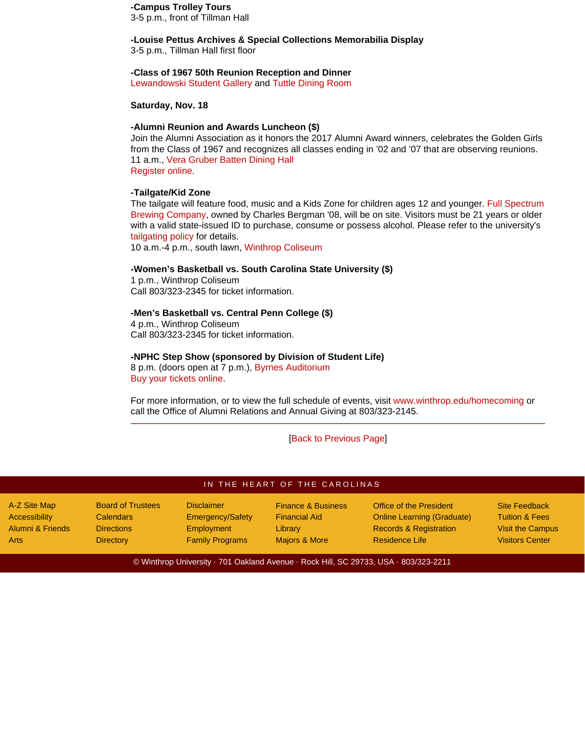**-Campus Trolley Tours**
3-5 p.m., front of Tillman Hall

**-Louise Pettus Archives & Special Collections Memorabilia Display**
3-5 p.m., Tillman Hall first floor

**-Class of 1967 50th Reunion Reception and Dinner**
Lewandowski Student Gallery and Tuttle Dining Room

**Saturday, Nov. 18**

**-Alumni Reunion and Awards Luncheon ($)**
Join the Alumni Association as it honors the 2017 Alumni Award winners, celebrates the Golden Girls from the Class of 1967 and recognizes all classes ending in '02 and '07 that are observing reunions.
11 a.m., Vera Gruber Batten Dining Hall
Register online.

**-Tailgate/Kid Zone**
The tailgate will feature food, music and a Kids Zone for children ages 12 and younger. Full Spectrum Brewing Company, owned by Charles Bergman '08, will be on site. Visitors must be 21 years or older with a valid state-issued ID to purchase, consume or possess alcohol. Please refer to the university's tailgating policy for details.
10 a.m.-4 p.m., south lawn, Winthrop Coliseum

**-Women's Basketball vs. South Carolina State University ($)**
1 p.m., Winthrop Coliseum
Call 803/323-2345 for ticket information.

**-Men's Basketball vs. Central Penn College ($)**
4 p.m., Winthrop Coliseum
Call 803/323-2345 for ticket information.

**-NPHC Step Show (sponsored by Division of Student Life)**
8 p.m. (doors open at 7 p.m.), Byrnes Auditorium
Buy your tickets online.

For more information, or to view the full schedule of events, visit www.winthrop.edu/homecoming or call the Office of Alumni Relations and Annual Giving at 803/323-2145.

---

[Back to Previous Page]

IN THE HEART OF THE CAROLINAS

A-Z Site Map
Accessibility
Alumni & Friends
Arts
Board of Trustees
Calendars
Directions
Directory
Disclaimer
Emergency/Safety
Employment
Family Programs
Finance & Business
Financial Aid
Library
Majors & More
Office of the President
Online Learning (Graduate)
Records & Registration
Residence Life
Site Feedback
Tuition & Fees
Visit the Campus
Visitors Center

© Winthrop University · 701 Oakland Avenue · Rock Hill, SC 29733, USA · 803/323-2211